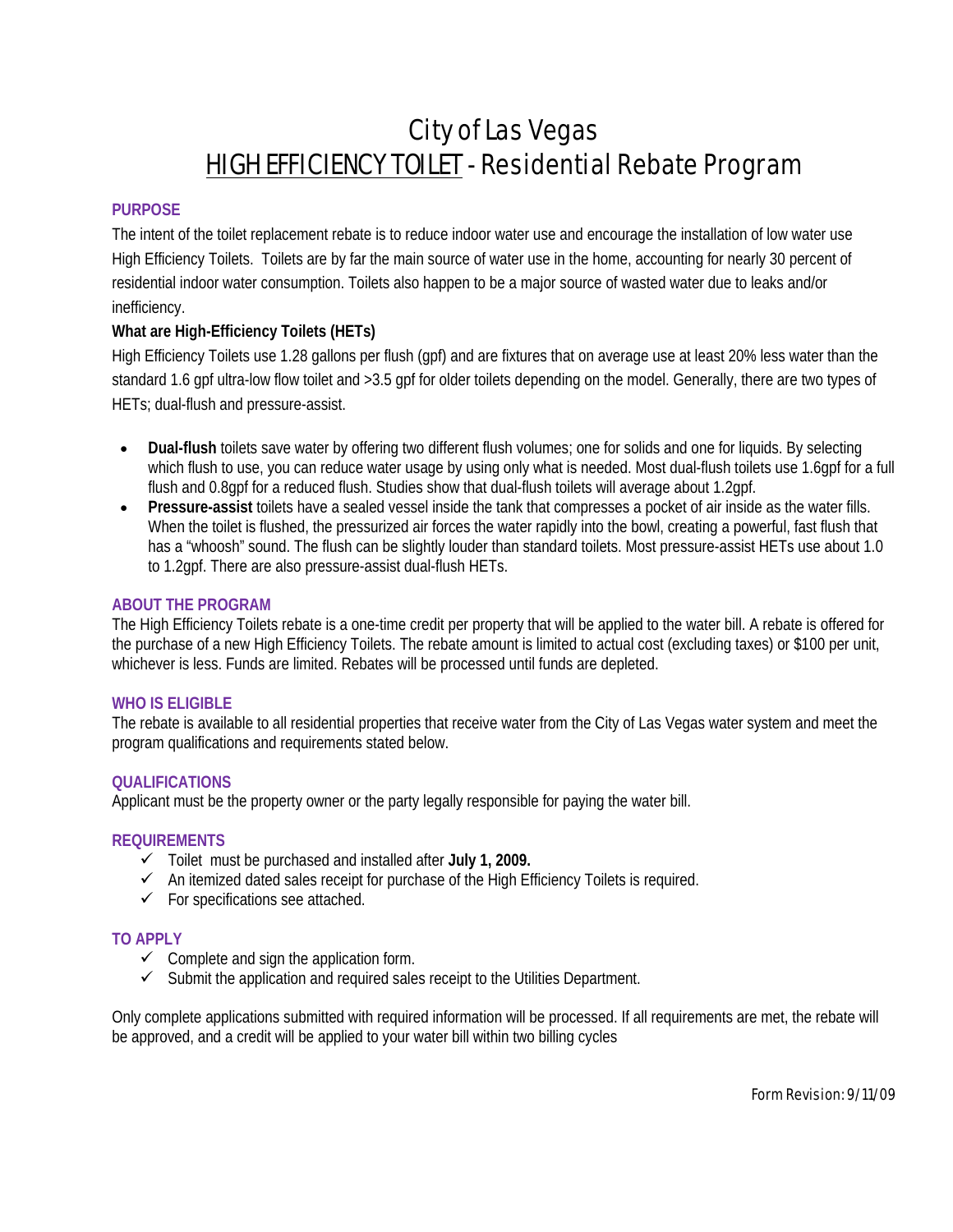# City of Las Vegas
# HIGH EFFICIENCY TOILET - Residential Rebate Program

## PURPOSE

The intent of the toilet replacement rebate is to reduce indoor water use and encourage the installation of low water use High Efficiency Toilets. Toilets are by far the main source of water use in the home, accounting for nearly 30 percent of residential indoor water consumption. Toilets also happen to be a major source of wasted water due to leaks and/or inefficiency.

**What are High-Efficiency Toilets (HETs)**

High Efficiency Toilets use 1.28 gallons per flush (gpf) and are fixtures that on average use at least 20% less water than the standard 1.6 gpf ultra-low flow toilet and >3.5 gpf for older toilets depending on the model. Generally, there are two types of HETs; dual-flush and pressure-assist.

- **Dual-flush** toilets save water by offering two different flush volumes; one for solids and one for liquids. By selecting which flush to use, you can reduce water usage by using only what is needed. Most dual-flush toilets use 1.6gpf for a full flush and 0.8gpf for a reduced flush. Studies show that dual-flush toilets will average about 1.2gpf.
- **Pressure-assist** toilets have a sealed vessel inside the tank that compresses a pocket of air inside as the water fills. When the toilet is flushed, the pressurized air forces the water rapidly into the bowl, creating a powerful, fast flush that has a "whoosh" sound. The flush can be slightly louder than standard toilets. Most pressure-assist HETs use about 1.0 to 1.2gpf. There are also pressure-assist dual-flush HETs.

## ABOUT THE PROGRAM

The High Efficiency Toilets rebate is a one-time credit per property that will be applied to the water bill. A rebate is offered for the purchase of a new High Efficiency Toilets. The rebate amount is limited to actual cost (excluding taxes) or $100 per unit, whichever is less. Funds are limited. Rebates will be processed until funds are depleted.

## WHO IS ELIGIBLE

The rebate is available to all residential properties that receive water from the City of Las Vegas water system and meet the program qualifications and requirements stated below.

## QUALIFICATIONS

Applicant must be the property owner or the party legally responsible for paying the water bill.

## REQUIREMENTS

- ✓ Toilet must be purchased and installed after **July 1, 2009.**
- ✓ An itemized dated sales receipt for purchase of the High Efficiency Toilets is required.
- ✓ For specifications see attached.

## TO APPLY

- ✓ Complete and sign the application form.
- ✓ Submit the application and required sales receipt to the Utilities Department.

Only complete applications submitted with required information will be processed. If all requirements are met, the rebate will be approved, and a credit will be applied to your water bill within two billing cycles

Form Revision: 9/11/09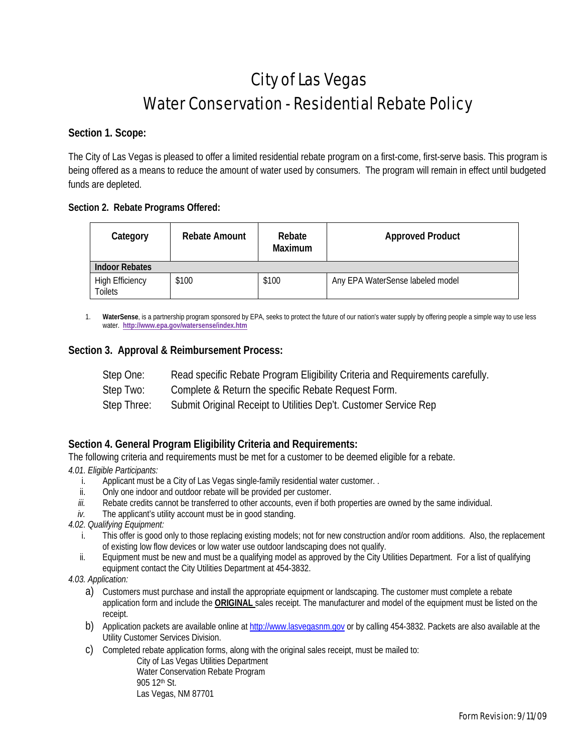# City of Las Vegas
# Water Conservation - Residential Rebate Policy

**Section 1. Scope:**

The City of Las Vegas is pleased to offer a limited residential rebate program on a first-come, first-serve basis. This program is being offered as a means to reduce the amount of water used by consumers. The program will remain in effect until budgeted funds are depleted.

**Section 2. Rebate Programs Offered:**

| Category | Rebate Amount | Rebate Maximum | Approved Product |
|---|---|---|---|
| **Indoor Rebates** | | | |
| High Efficiency Toilets | $100 | $100 | Any EPA WaterSense labeled model |

1. **WaterSense**, is a partnership program sponsored by EPA, seeks to protect the future of our nation's water supply by offering people a simple way to use less water. **http://www.epa.gov/watersense/index.htm**

## Section 3. Approval & Reimbursement Process:

Step One: Read specific Rebate Program Eligibility Criteria and Requirements carefully.

Step Two: Complete & Return the specific Rebate Request Form.

Step Three: Submit Original Receipt to Utilities Dep't. Customer Service Rep

## Section 4. General Program Eligibility Criteria and Requirements:

The following criteria and requirements must be met for a customer to be deemed eligible for a rebate.

*4.01. Eligible Participants:*

i. Applicant must be a City of Las Vegas single-family residential water customer. .
ii. Only one indoor and outdoor rebate will be provided per customer.
*iii.* Rebate credits cannot be transferred to other accounts, even if both properties are owned by the same individual.
*iv.* The applicant's utility account must be in good standing.

*4.02. Qualifying Equipment:*

i. This offer is good only to those replacing existing models; not for new construction and/or room additions. Also, the replacement of existing low flow devices or low water use outdoor landscaping does not qualify.
ii. Equipment must be new and must be a qualifying model as approved by the City Utilities Department. For a list of qualifying equipment contact the City Utilities Department at 454-3832.

*4.03. Application:*

a) Customers must purchase and install the appropriate equipment or landscaping. The customer must complete a rebate application form and include the **ORIGINAL** sales receipt. The manufacturer and model of the equipment must be listed on the receipt.
b) Application packets are available online at http://www.lasvegasnm.gov or by calling 454-3832. Packets are also available at the Utility Customer Services Division.
c) Completed rebate application forms, along with the original sales receipt, must be mailed to:
   City of Las Vegas Utilities Department
   Water Conservation Rebate Program
   905 12th St.
   Las Vegas, NM 87701

Form Revision: 9/11/09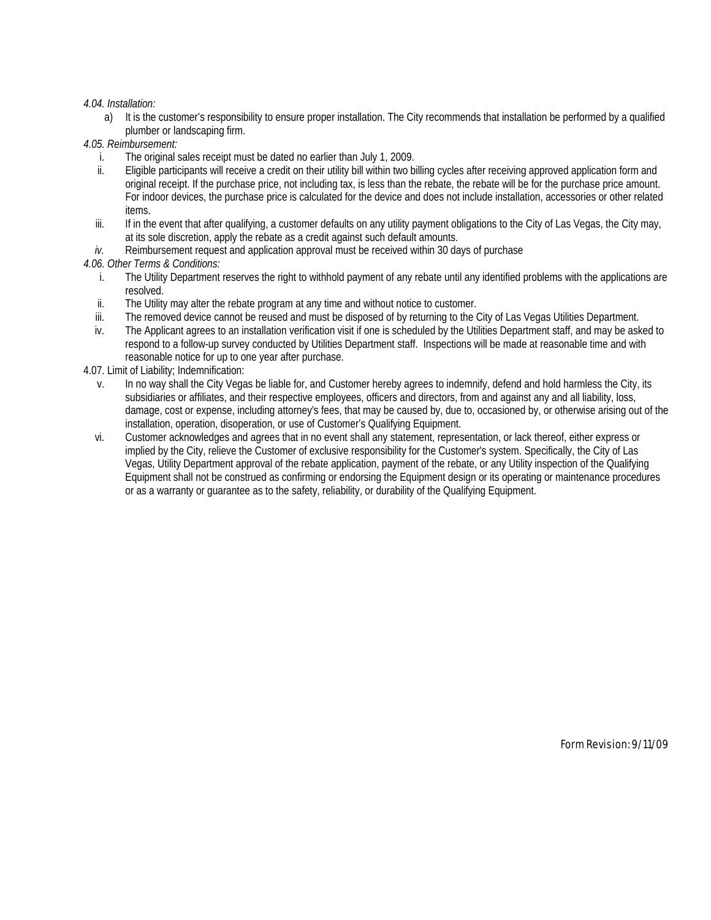*4.04. Installation:*

a) It is the customer's responsibility to ensure proper installation. The City recommends that installation be performed by a qualified plumber or landscaping firm.

*4.05. Reimbursement:*

i. The original sales receipt must be dated no earlier than July 1, 2009.

ii. Eligible participants will receive a credit on their utility bill within two billing cycles after receiving approved application form and original receipt. If the purchase price, not including tax, is less than the rebate, the rebate will be for the purchase price amount. For indoor devices, the purchase price is calculated for the device and does not include installation, accessories or other related items.

iii. If in the event that after qualifying, a customer defaults on any utility payment obligations to the City of Las Vegas, the City may, at its sole discretion, apply the rebate as a credit against such default amounts.

*iv.* Reimbursement request and application approval must be received within 30 days of purchase

*4.06. Other Terms & Conditions:*

i. The Utility Department reserves the right to withhold payment of any rebate until any identified problems with the applications are resolved.

ii. The Utility may alter the rebate program at any time and without notice to customer.

iii. The removed device cannot be reused and must be disposed of by returning to the City of Las Vegas Utilities Department.

iv. The Applicant agrees to an installation verification visit if one is scheduled by the Utilities Department staff, and may be asked to respond to a follow-up survey conducted by Utilities Department staff. Inspections will be made at reasonable time and with reasonable notice for up to one year after purchase.

4.07. Limit of Liability; Indemnification:

v. In no way shall the City Vegas be liable for, and Customer hereby agrees to indemnify, defend and hold harmless the City, its subsidiaries or affiliates, and their respective employees, officers and directors, from and against any and all liability, loss, damage, cost or expense, including attorney's fees, that may be caused by, due to, occasioned by, or otherwise arising out of the installation, operation, disoperation, or use of Customer's Qualifying Equipment.

vi. Customer acknowledges and agrees that in no event shall any statement, representation, or lack thereof, either express or implied by the City, relieve the Customer of exclusive responsibility for the Customer's system. Specifically, the City of Las Vegas, Utility Department approval of the rebate application, payment of the rebate, or any Utility inspection of the Qualifying Equipment shall not be construed as confirming or endorsing the Equipment design or its operating or maintenance procedures or as a warranty or guarantee as to the safety, reliability, or durability of the Qualifying Equipment.

Form Revision: 9/11/09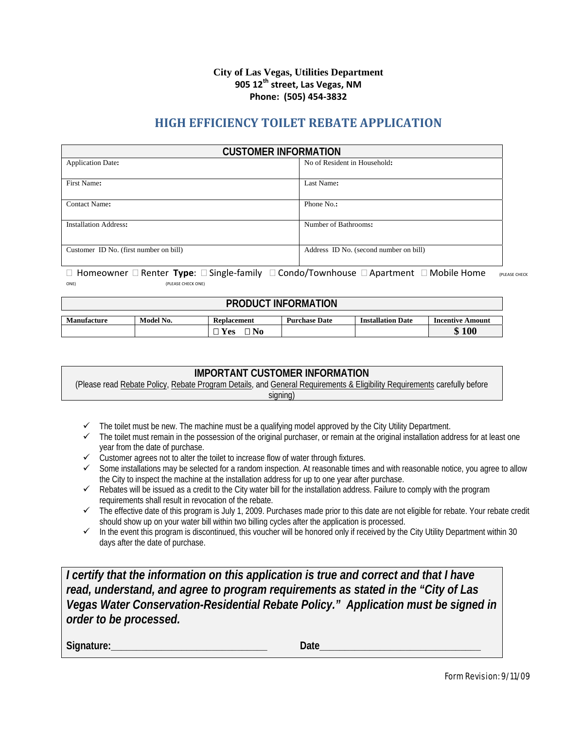**City of Las Vegas, Utilities Department**
**905 12th street, Las Vegas, NM**
**Phone: (505) 454-3832**

# HIGH EFFICIENCY TOILET REBATE APPLICATION

| CUSTOMER INFORMATION | |
|---|---|
| Application Date: | No of Resident in Household: |
| First Name: | Last Name: |
| Contact Name: | Phone No.: |
| Installation Address: | Number of Bathrooms: |
| Customer ID No. (first number on bill) | Address ID No. (second number on bill) |

☐ Homeowner ☐ Renter (PLEASE CHECK ONE) **Type**: ☐ Single-family ☐ Condo/Townhouse ☐ Apartment ☐ Mobile Home (PLEASE CHECK ONE)

**PRODUCT INFORMATION**

| Manufacture | Model No. | Replacement | Purchase Date | Installation Date | Incentive Amount |
|---|---|---|---|---|---|
| | | ☐ Yes ☐ No | | | **$ 100** |

**IMPORTANT CUSTOMER INFORMATION**

(Please read Rebate Policy, Rebate Program Details, and General Requirements & Eligibility Requirements carefully before signing)

- ✓ The toilet must be new. The machine must be a qualifying model approved by the City Utility Department.
- ✓ The toilet must remain in the possession of the original purchaser, or remain at the original installation address for at least one year from the date of purchase.
- ✓ Customer agrees not to alter the toilet to increase flow of water through fixtures.
- ✓ Some installations may be selected for a random inspection. At reasonable times and with reasonable notice, you agree to allow the City to inspect the machine at the installation address for up to one year after purchase.
- ✓ Rebates will be issued as a credit to the City water bill for the installation address. Failure to comply with the program requirements shall result in revocation of the rebate.
- ✓ The effective date of this program is July 1, 2009. Purchases made prior to this date are not eligible for rebate. Your rebate credit should show up on your water bill within two billing cycles after the application is processed.
- ✓ In the event this program is discontinued, this voucher will be honored only if received by the City Utility Department within 30 days after the date of purchase.

***I certify that the information on this application is true and correct and that I have read, understand, and agree to program requirements as stated in the "City of Las Vegas Water Conservation-Residential Rebate Policy." Application must be signed in order to be processed.***

**Signature:**________________________________ **Date**________________________________

Form Revision: 9/11/09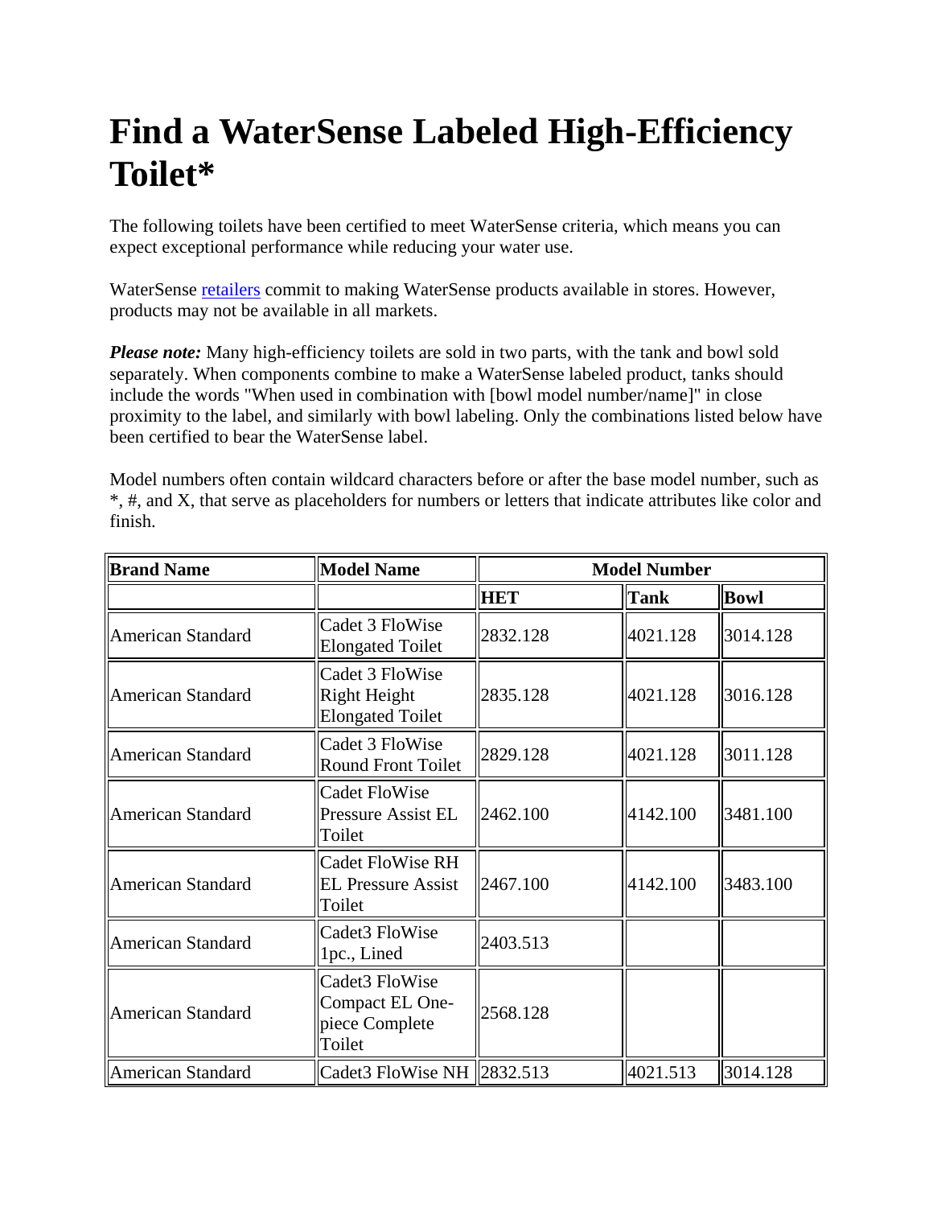# Find a WaterSense Labeled High-Efficiency Toilet*

The following toilets have been certified to meet WaterSense criteria, which means you can expect exceptional performance while reducing your water use.

WaterSense retailers commit to making WaterSense products available in stores. However, products may not be available in all markets.

***Please note:*** Many high-efficiency toilets are sold in two parts, with the tank and bowl sold separately. When components combine to make a WaterSense labeled product, tanks should include the words "When used in combination with [bowl model number/name]" in close proximity to the label, and similarly with bowl labeling. Only the combinations listed below have been certified to bear the WaterSense label.

Model numbers often contain wildcard characters before or after the base model number, such as *, #, and X, that serve as placeholders for numbers or letters that indicate attributes like color and finish.

| Brand Name | Model Name | Model Number | | |
|---|---|---|---|---|
| | | **HET** | **Tank** | **Bowl** |
| American Standard | Cadet 3 FloWise Elongated Toilet | 2832.128 | 4021.128 | 3014.128 |
| American Standard | Cadet 3 FloWise Right Height Elongated Toilet | 2835.128 | 4021.128 | 3016.128 |
| American Standard | Cadet 3 FloWise Round Front Toilet | 2829.128 | 4021.128 | 3011.128 |
| American Standard | Cadet FloWise Pressure Assist EL Toilet | 2462.100 | 4142.100 | 3481.100 |
| American Standard | Cadet FloWise RH EL Pressure Assist Toilet | 2467.100 | 4142.100 | 3483.100 |
| American Standard | Cadet3 FloWise 1pc., Lined | 2403.513 | | |
| American Standard | Cadet3 FloWise Compact EL One-piece Complete Toilet | 2568.128 | | |
| American Standard | Cadet3 FloWise NH | 2832.513 | 4021.513 | 3014.128 |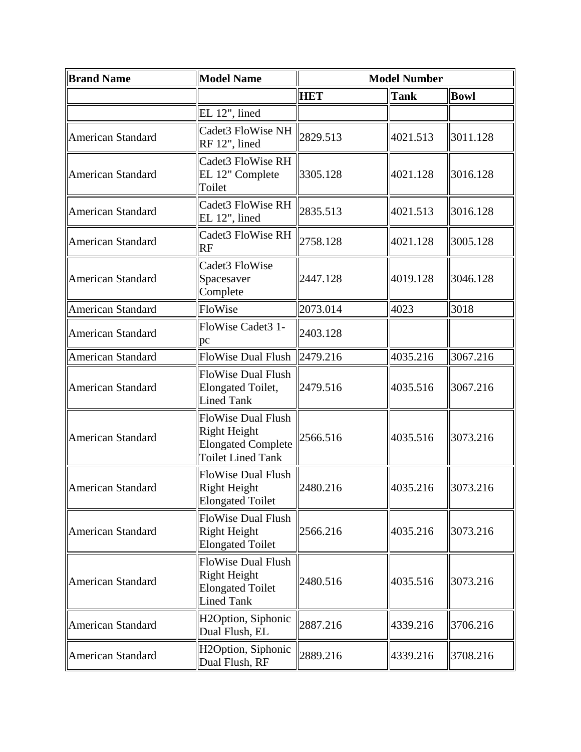| Brand Name | Model Name | Model Number | | |
|---|---|---|---|---|
| | | **HET** | **Tank** | **Bowl** |
| | EL 12", lined | | | |
| American Standard | Cadet3 FloWise NH RF 12", lined | 2829.513 | 4021.513 | 3011.128 |
| American Standard | Cadet3 FloWise RH EL 12" Complete Toilet | 3305.128 | 4021.128 | 3016.128 |
| American Standard | Cadet3 FloWise RH EL 12", lined | 2835.513 | 4021.513 | 3016.128 |
| American Standard | Cadet3 FloWise RH RF | 2758.128 | 4021.128 | 3005.128 |
| American Standard | Cadet3 FloWise Spacesaver Complete | 2447.128 | 4019.128 | 3046.128 |
| American Standard | FloWise | 2073.014 | 4023 | 3018 |
| American Standard | FloWise Cadet3 1-pc | 2403.128 | | |
| American Standard | FloWise Dual Flush | 2479.216 | 4035.216 | 3067.216 |
| American Standard | FloWise Dual Flush Elongated Toilet, Lined Tank | 2479.516 | 4035.516 | 3067.216 |
| American Standard | FloWise Dual Flush Right Height Elongated Complete Toilet Lined Tank | 2566.516 | 4035.516 | 3073.216 |
| American Standard | FloWise Dual Flush Right Height Elongated Toilet | 2480.216 | 4035.216 | 3073.216 |
| American Standard | FloWise Dual Flush Right Height Elongated Toilet | 2566.216 | 4035.216 | 3073.216 |
| American Standard | FloWise Dual Flush Right Height Elongated Toilet Lined Tank | 2480.516 | 4035.516 | 3073.216 |
| American Standard | H2Option, Siphonic Dual Flush, EL | 2887.216 | 4339.216 | 3706.216 |
| American Standard | H2Option, Siphonic Dual Flush, RF | 2889.216 | 4339.216 | 3708.216 |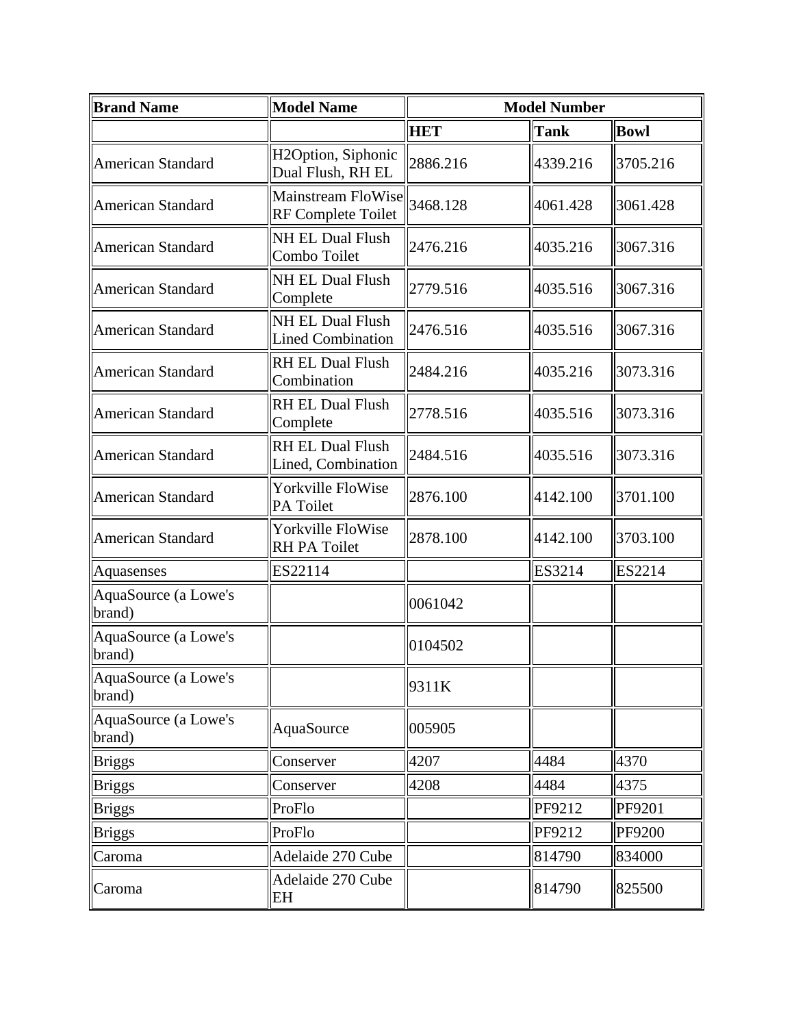| Brand Name | Model Name | Model Number | | |
|---|---|---|---|---|
| | | **HET** | **Tank** | **Bowl** |
| American Standard | H2Option, Siphonic Dual Flush, RH EL | 2886.216 | 4339.216 | 3705.216 |
| American Standard | Mainstream FloWise RF Complete Toilet | 3468.128 | 4061.428 | 3061.428 |
| American Standard | NH EL Dual Flush Combo Toilet | 2476.216 | 4035.216 | 3067.316 |
| American Standard | NH EL Dual Flush Complete | 2779.516 | 4035.516 | 3067.316 |
| American Standard | NH EL Dual Flush Lined Combination | 2476.516 | 4035.516 | 3067.316 |
| American Standard | RH EL Dual Flush Combination | 2484.216 | 4035.216 | 3073.316 |
| American Standard | RH EL Dual Flush Complete | 2778.516 | 4035.516 | 3073.316 |
| American Standard | RH EL Dual Flush Lined, Combination | 2484.516 | 4035.516 | 3073.316 |
| American Standard | Yorkville FloWise PA Toilet | 2876.100 | 4142.100 | 3701.100 |
| American Standard | Yorkville FloWise RH PA Toilet | 2878.100 | 4142.100 | 3703.100 |
| Aquasenses | ES22114 | | ES3214 | ES2214 |
| AquaSource (a Lowe's brand) | | 0061042 | | |
| AquaSource (a Lowe's brand) | | 0104502 | | |
| AquaSource (a Lowe's brand) | | 9311K | | |
| AquaSource (a Lowe's brand) | AquaSource | 005905 | | |
| Briggs | Conserver | 4207 | 4484 | 4370 |
| Briggs | Conserver | 4208 | 4484 | 4375 |
| Briggs | ProFlo | | PF9212 | PF9201 |
| Briggs | ProFlo | | PF9212 | PF9200 |
| Caroma | Adelaide 270 Cube | | 814790 | 834000 |
| Caroma | Adelaide 270 Cube EH | | 814790 | 825500 |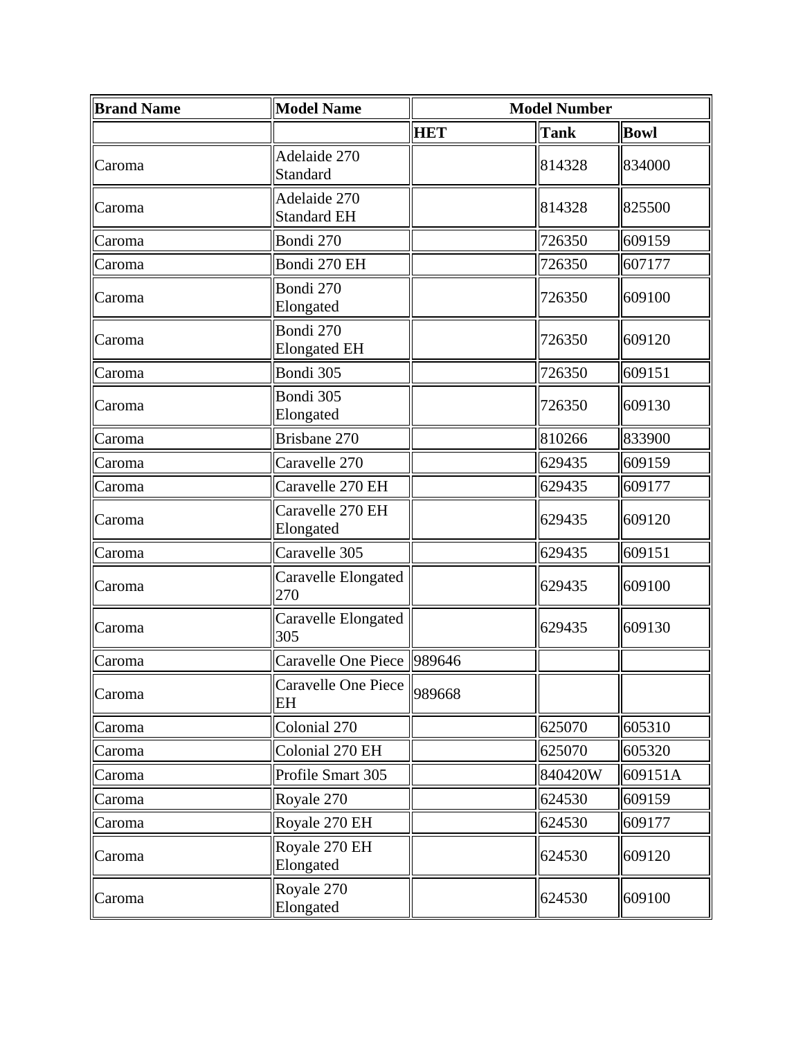| Brand Name | Model Name | Model Number | | |
|---|---|---|---|---|
| | | HET | Tank | Bowl |
| Caroma | Adelaide 270 Standard | | 814328 | 834000 |
| Caroma | Adelaide 270 Standard EH | | 814328 | 825500 |
| Caroma | Bondi 270 | | 726350 | 609159 |
| Caroma | Bondi 270 EH | | 726350 | 607177 |
| Caroma | Bondi 270 Elongated | | 726350 | 609100 |
| Caroma | Bondi 270 Elongated EH | | 726350 | 609120 |
| Caroma | Bondi 305 | | 726350 | 609151 |
| Caroma | Bondi 305 Elongated | | 726350 | 609130 |
| Caroma | Brisbane 270 | | 810266 | 833900 |
| Caroma | Caravelle 270 | | 629435 | 609159 |
| Caroma | Caravelle 270 EH | | 629435 | 609177 |
| Caroma | Caravelle 270 EH Elongated | | 629435 | 609120 |
| Caroma | Caravelle 305 | | 629435 | 609151 |
| Caroma | Caravelle Elongated 270 | | 629435 | 609100 |
| Caroma | Caravelle Elongated 305 | | 629435 | 609130 |
| Caroma | Caravelle One Piece | 989646 | | |
| Caroma | Caravelle One Piece EH | 989668 | | |
| Caroma | Colonial 270 | | 625070 | 605310 |
| Caroma | Colonial 270 EH | | 625070 | 605320 |
| Caroma | Profile Smart 305 | | 840420W | 609151A |
| Caroma | Royale 270 | | 624530 | 609159 |
| Caroma | Royale 270 EH | | 624530 | 609177 |
| Caroma | Royale 270 EH Elongated | | 624530 | 609120 |
| Caroma | Royale 270 Elongated | | 624530 | 609100 |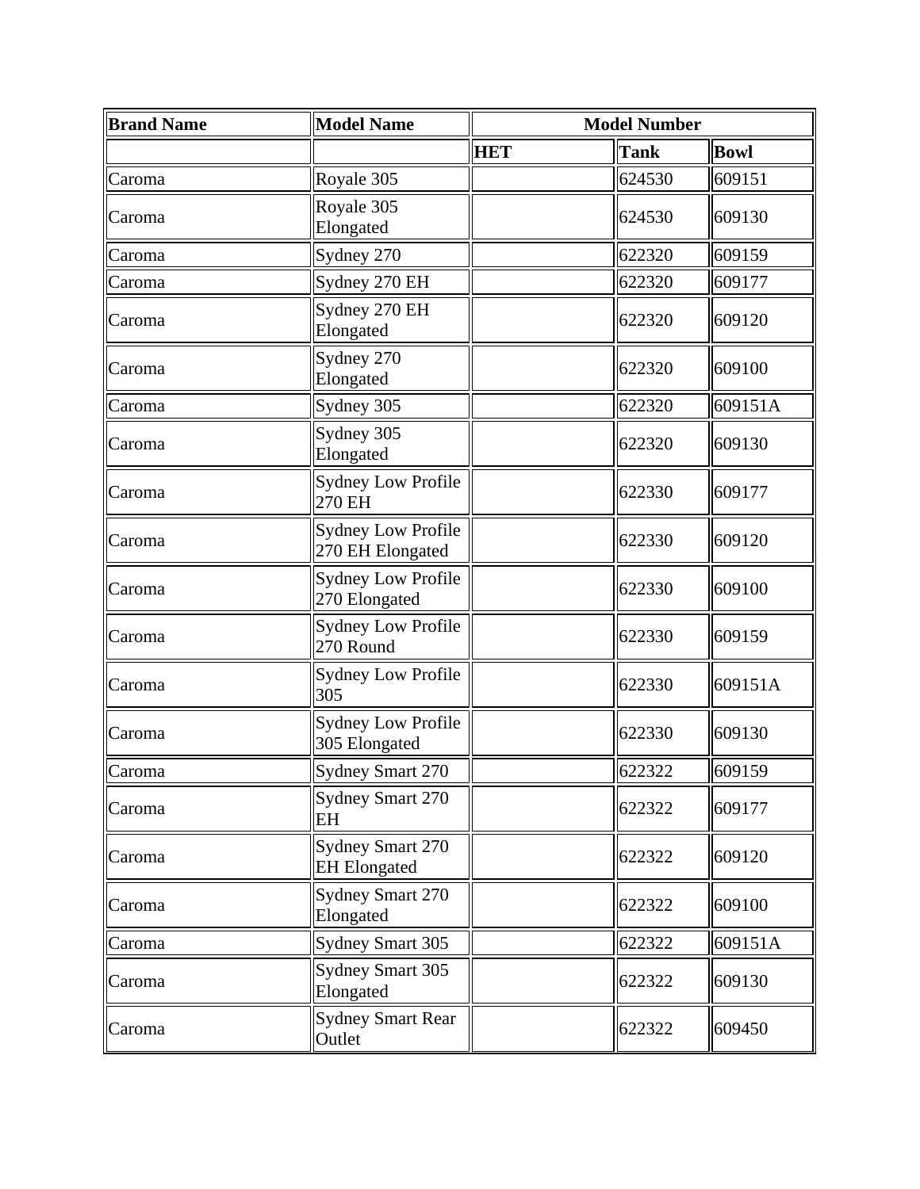| Brand Name | Model Name | Model Number | | |
|---|---|---|---|---|
| | | HET | Tank | Bowl |
| Caroma | Royale 305 | | 624530 | 609151 |
| Caroma | Royale 305 Elongated | | 624530 | 609130 |
| Caroma | Sydney 270 | | 622320 | 609159 |
| Caroma | Sydney 270 EH | | 622320 | 609177 |
| Caroma | Sydney 270 EH Elongated | | 622320 | 609120 |
| Caroma | Sydney 270 Elongated | | 622320 | 609100 |
| Caroma | Sydney 305 | | 622320 | 609151A |
| Caroma | Sydney 305 Elongated | | 622320 | 609130 |
| Caroma | Sydney Low Profile 270 EH | | 622330 | 609177 |
| Caroma | Sydney Low Profile 270 EH Elongated | | 622330 | 609120 |
| Caroma | Sydney Low Profile 270 Elongated | | 622330 | 609100 |
| Caroma | Sydney Low Profile 270 Round | | 622330 | 609159 |
| Caroma | Sydney Low Profile 305 | | 622330 | 609151A |
| Caroma | Sydney Low Profile 305 Elongated | | 622330 | 609130 |
| Caroma | Sydney Smart 270 | | 622322 | 609159 |
| Caroma | Sydney Smart 270 EH | | 622322 | 609177 |
| Caroma | Sydney Smart 270 EH Elongated | | 622322 | 609120 |
| Caroma | Sydney Smart 270 Elongated | | 622322 | 609100 |
| Caroma | Sydney Smart 305 | | 622322 | 609151A |
| Caroma | Sydney Smart 305 Elongated | | 622322 | 609130 |
| Caroma | Sydney Smart Rear Outlet | | 622322 | 609450 |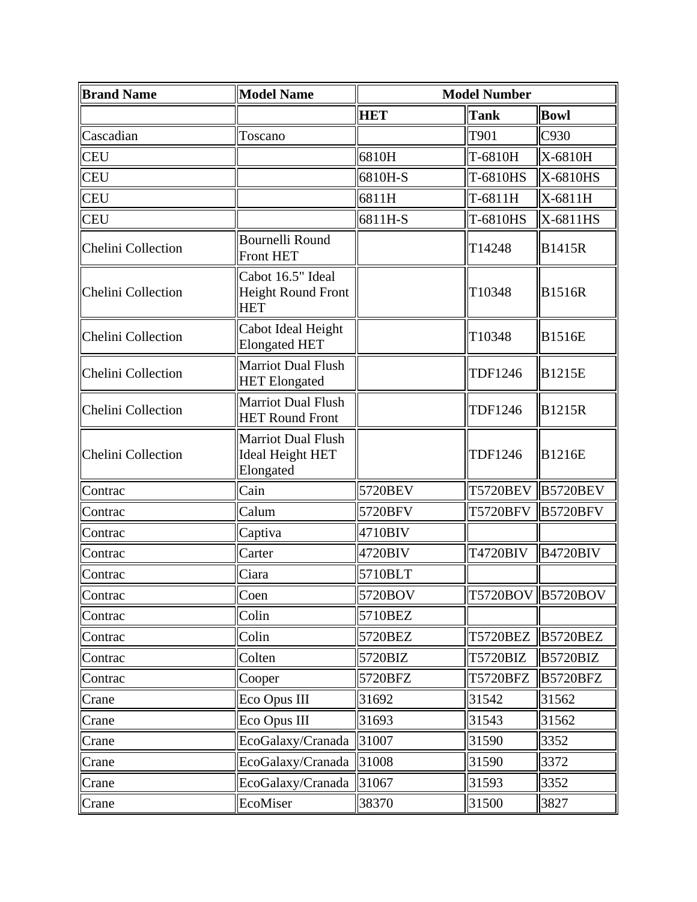| Brand Name | Model Name | Model Number | | |
| --- | --- | --- | --- | --- |
| | | **HET** | **Tank** | **Bowl** |
| Cascadian | Toscano | | T901 | C930 |
| CEU | | 6810H | T-6810H | X-6810H |
| CEU | | 6810H-S | T-6810HS | X-6810HS |
| CEU | | 6811H | T-6811H | X-6811H |
| CEU | | 6811H-S | T-6810HS | X-6811HS |
| Chelini Collection | Bournelli Round Front HET | | T14248 | B1415R |
| Chelini Collection | Cabot 16.5" Ideal Height Round Front HET | | T10348 | B1516R |
| Chelini Collection | Cabot Ideal Height Elongated HET | | T10348 | B1516E |
| Chelini Collection | Marriot Dual Flush HET Elongated | | TDF1246 | B1215E |
| Chelini Collection | Marriot Dual Flush HET Round Front | | TDF1246 | B1215R |
| Chelini Collection | Marriot Dual Flush Ideal Height HET Elongated | | TDF1246 | B1216E |
| Contrac | Cain | 5720BEV | T5720BEV | B5720BEV |
| Contrac | Calum | 5720BFV | T5720BFV | B5720BFV |
| Contrac | Captiva | 4710BIV | | |
| Contrac | Carter | 4720BIV | T4720BIV | B4720BIV |
| Contrac | Ciara | 5710BLT | | |
| Contrac | Coen | 5720BOV | T5720BOV | B5720BOV |
| Contrac | Colin | 5710BEZ | | |
| Contrac | Colin | 5720BEZ | T5720BEZ | B5720BEZ |
| Contrac | Colten | 5720BIZ | T5720BIZ | B5720BIZ |
| Contrac | Cooper | 5720BFZ | T5720BFZ | B5720BFZ |
| Crane | Eco Opus III | 31692 | 31542 | 31562 |
| Crane | Eco Opus III | 31693 | 31543 | 31562 |
| Crane | EcoGalaxy/Cranada | 31007 | 31590 | 3352 |
| Crane | EcoGalaxy/Cranada | 31008 | 31590 | 3372 |
| Crane | EcoGalaxy/Cranada | 31067 | 31593 | 3352 |
| Crane | EcoMiser | 38370 | 31500 | 3827 |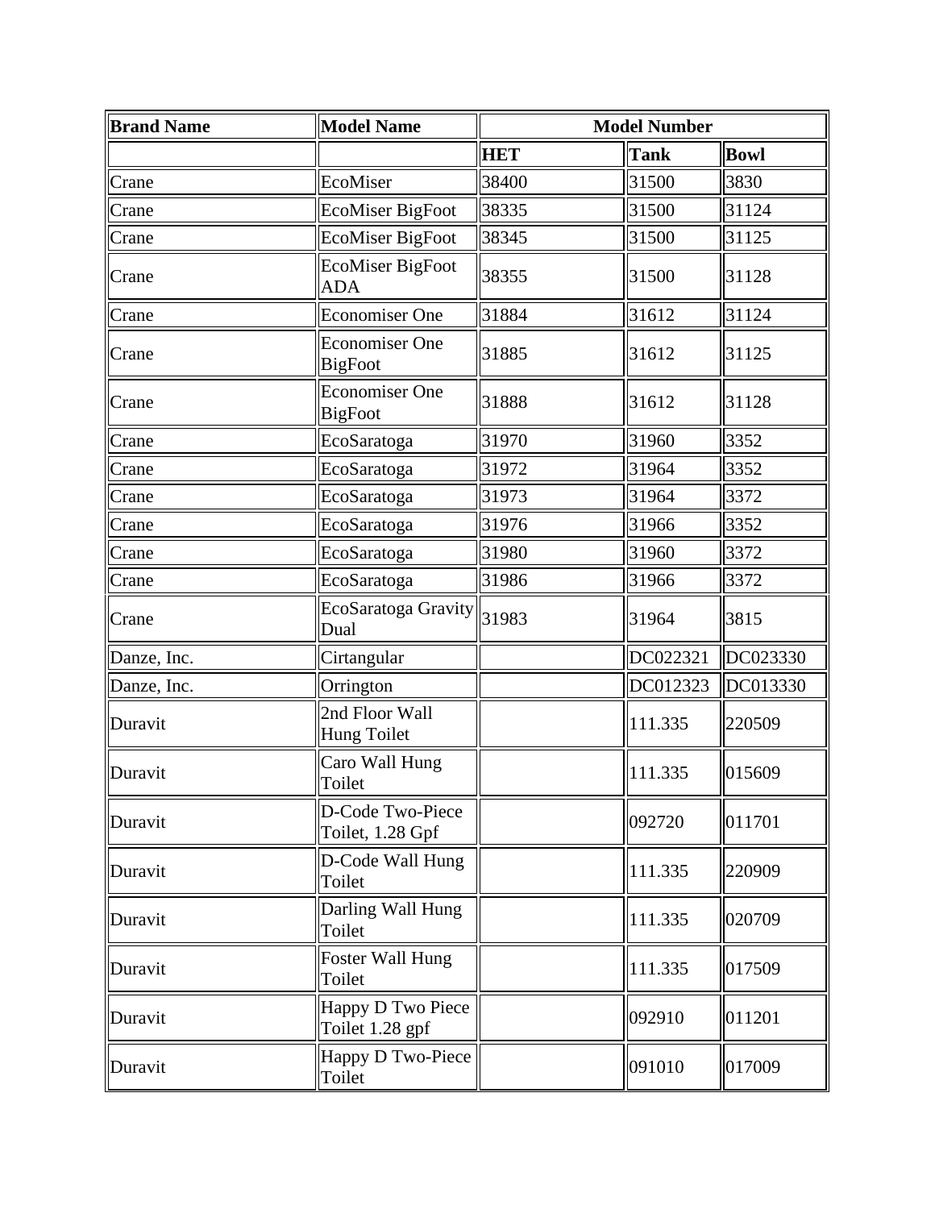| Brand Name | Model Name | Model Number | | |
|---|---|---|---|---|
| | | HET | Tank | Bowl |
| Crane | EcoMiser | 38400 | 31500 | 3830 |
| Crane | EcoMiser BigFoot | 38335 | 31500 | 31124 |
| Crane | EcoMiser BigFoot | 38345 | 31500 | 31125 |
| Crane | EcoMiser BigFoot ADA | 38355 | 31500 | 31128 |
| Crane | Economiser One | 31884 | 31612 | 31124 |
| Crane | Economiser One BigFoot | 31885 | 31612 | 31125 |
| Crane | Economiser One BigFoot | 31888 | 31612 | 31128 |
| Crane | EcoSaratoga | 31970 | 31960 | 3352 |
| Crane | EcoSaratoga | 31972 | 31964 | 3352 |
| Crane | EcoSaratoga | 31973 | 31964 | 3372 |
| Crane | EcoSaratoga | 31976 | 31966 | 3352 |
| Crane | EcoSaratoga | 31980 | 31960 | 3372 |
| Crane | EcoSaratoga | 31986 | 31966 | 3372 |
| Crane | EcoSaratoga Gravity Dual | 31983 | 31964 | 3815 |
| Danze, Inc. | Cirtangular | | DC022321 | DC023330 |
| Danze, Inc. | Orrington | | DC012323 | DC013330 |
| Duravit | 2nd Floor Wall Hung Toilet | | 111.335 | 220509 |
| Duravit | Caro Wall Hung Toilet | | 111.335 | 015609 |
| Duravit | D-Code Two-Piece Toilet, 1.28 Gpf | | 092720 | 011701 |
| Duravit | D-Code Wall Hung Toilet | | 111.335 | 220909 |
| Duravit | Darling Wall Hung Toilet | | 111.335 | 020709 |
| Duravit | Foster Wall Hung Toilet | | 111.335 | 017509 |
| Duravit | Happy D Two Piece Toilet 1.28 gpf | | 092910 | 011201 |
| Duravit | Happy D Two-Piece Toilet | | 091010 | 017009 |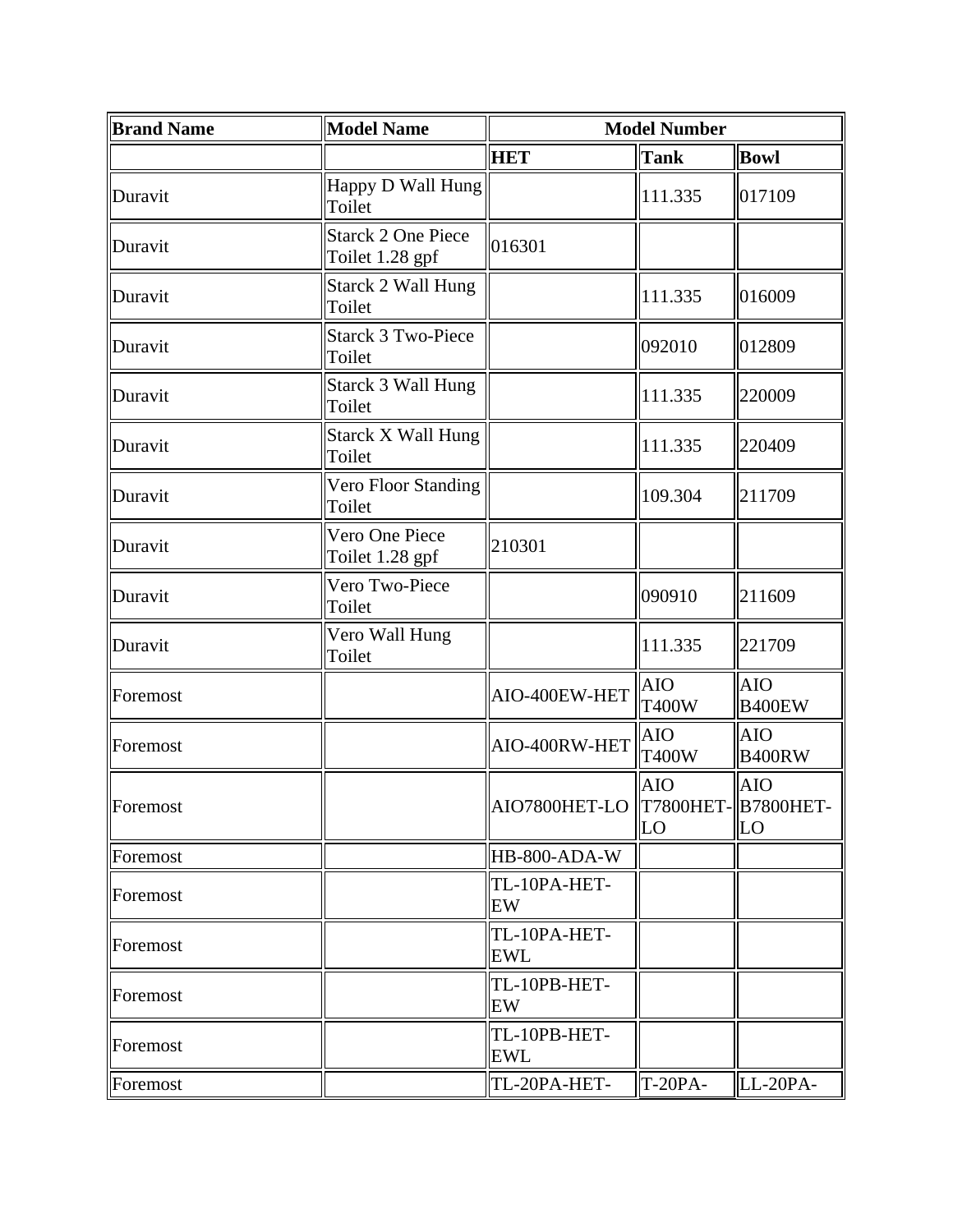| Brand Name | Model Name | Model Number | | |
|---|---|---|---|---|
| | | HET | Tank | Bowl |
| Duravit | Happy D Wall Hung Toilet | | 111.335 | 017109 |
| Duravit | Starck 2 One Piece Toilet 1.28 gpf | 016301 | | |
| Duravit | Starck 2 Wall Hung Toilet | | 111.335 | 016009 |
| Duravit | Starck 3 Two-Piece Toilet | | 092010 | 012809 |
| Duravit | Starck 3 Wall Hung Toilet | | 111.335 | 220009 |
| Duravit | Starck X Wall Hung Toilet | | 111.335 | 220409 |
| Duravit | Vero Floor Standing Toilet | | 109.304 | 211709 |
| Duravit | Vero One Piece Toilet 1.28 gpf | 210301 | | |
| Duravit | Vero Two-Piece Toilet | | 090910 | 211609 |
| Duravit | Vero Wall Hung Toilet | | 111.335 | 221709 |
| Foremost | | AIO-400EW-HET | AIO T400W | AIO B400EW |
| Foremost | | AIO-400RW-HET | AIO T400W | AIO B400RW |
| Foremost | | AIO7800HET-LO | AIO T7800HET-LO | AIO B7800HET-LO |
| Foremost | | HB-800-ADA-W | | |
| Foremost | | TL-10PA-HET-EW | | |
| Foremost | | TL-10PA-HET-EWL | | |
| Foremost | | TL-10PB-HET-EW | | |
| Foremost | | TL-10PB-HET-EWL | | |
| Foremost | | TL-20PA-HET- | T-20PA- | LL-20PA- |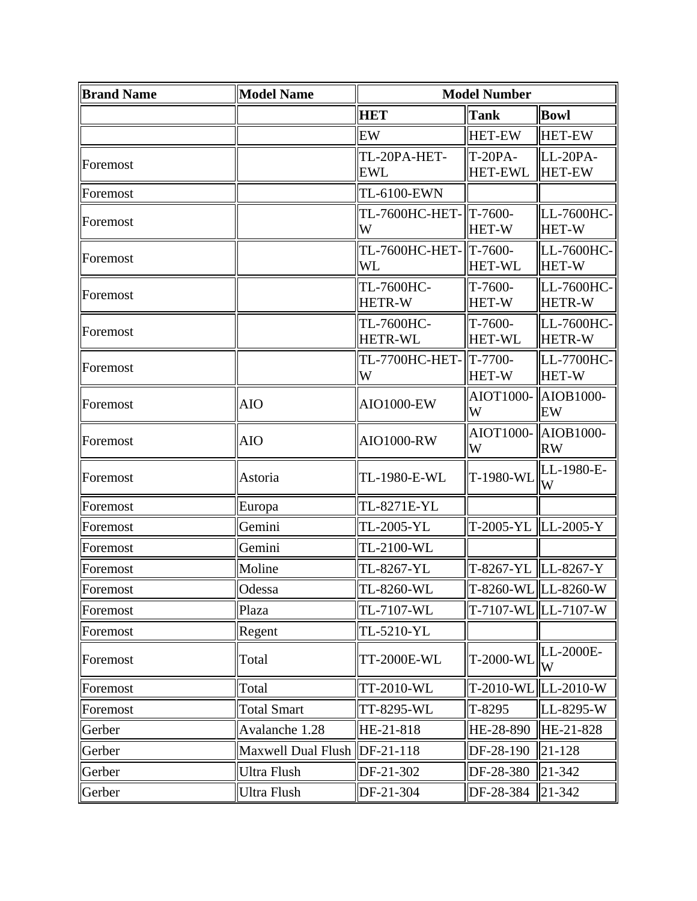| Brand Name | Model Name | Model Number | | |
|---|---|---|---|---|
| | | HET | Tank | Bowl |
| | | EW | HET-EW | HET-EW |
| Foremost | | TL-20PA-HET-EWL | T-20PA-HET-EWL | LL-20PA-HET-EW |
| Foremost | | TL-6100-EWN | | |
| Foremost | | TL-7600HC-HET-W | T-7600-HET-W | LL-7600HC-HET-W |
| Foremost | | TL-7600HC-HET-WL | T-7600-HET-WL | LL-7600HC-HET-W |
| Foremost | | TL-7600HC-HETR-W | T-7600-HET-W | LL-7600HC-HETR-W |
| Foremost | | TL-7600HC-HETR-WL | T-7600-HET-WL | LL-7600HC-HETR-W |
| Foremost | | TL-7700HC-HET-W | T-7700-HET-W | LL-7700HC-HET-W |
| Foremost | AIO | AIO1000-EW | AIOT1000-W | AIOB1000-EW |
| Foremost | AIO | AIO1000-RW | AIOT1000-W | AIOB1000-RW |
| Foremost | Astoria | TL-1980-E-WL | T-1980-WL | LL-1980-E-W |
| Foremost | Europa | TL-8271E-YL | | |
| Foremost | Gemini | TL-2005-YL | T-2005-YL | LL-2005-Y |
| Foremost | Gemini | TL-2100-WL | | |
| Foremost | Moline | TL-8267-YL | T-8267-YL | LL-8267-Y |
| Foremost | Odessa | TL-8260-WL | T-8260-WL | LL-8260-W |
| Foremost | Plaza | TL-7107-WL | T-7107-WL | LL-7107-W |
| Foremost | Regent | TL-5210-YL | | |
| Foremost | Total | TT-2000E-WL | T-2000-WL | LL-2000E-W |
| Foremost | Total | TT-2010-WL | T-2010-WL | LL-2010-W |
| Foremost | Total Smart | TT-8295-WL | T-8295 | LL-8295-W |
| Gerber | Avalanche 1.28 | HE-21-818 | HE-28-890 | HE-21-828 |
| Gerber | Maxwell Dual Flush | DF-21-118 | DF-28-190 | 21-128 |
| Gerber | Ultra Flush | DF-21-302 | DF-28-380 | 21-342 |
| Gerber | Ultra Flush | DF-21-304 | DF-28-384 | 21-342 |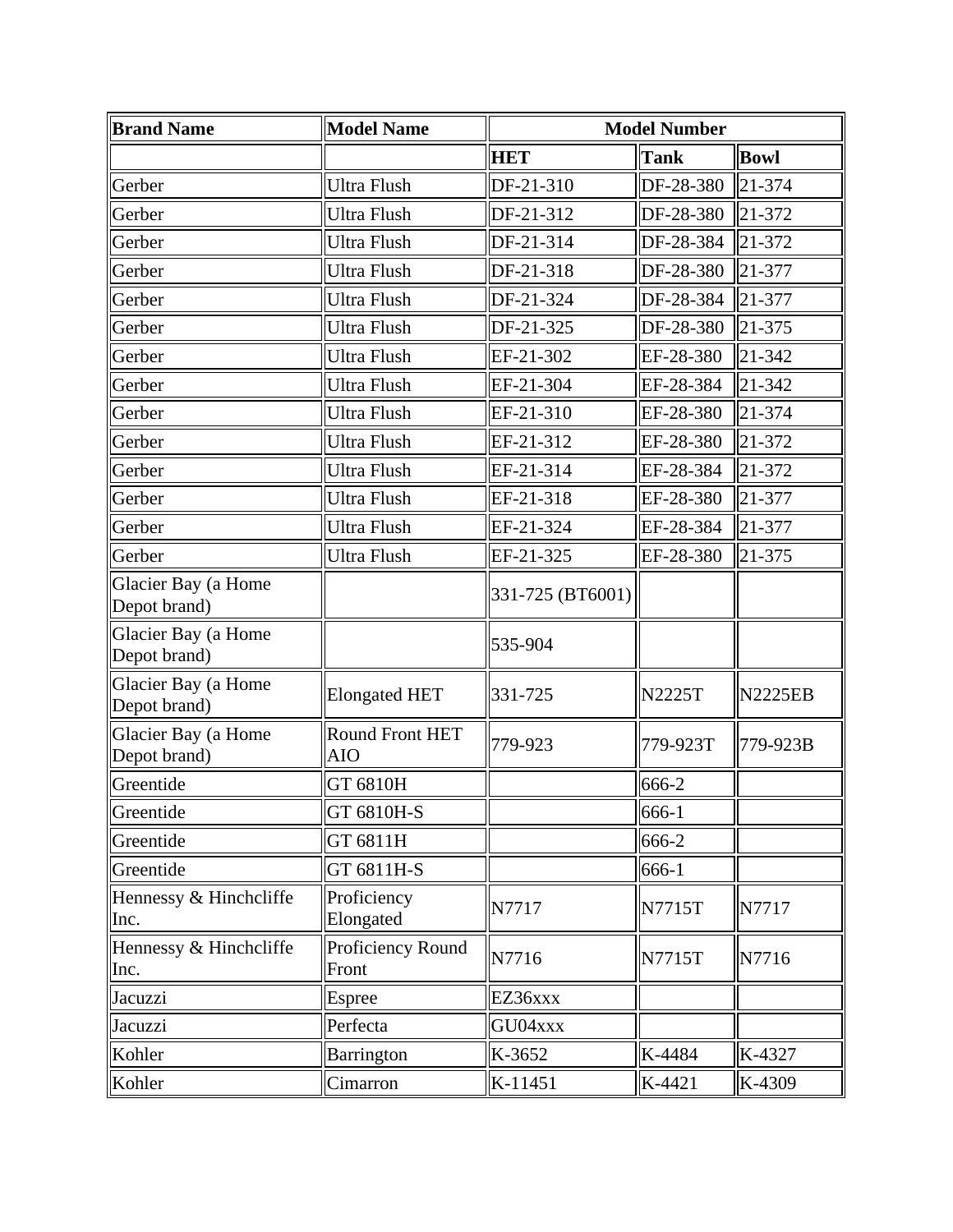| Brand Name | Model Name | Model Number | | |
|---|---|---|---|---|
| | | **HET** | **Tank** | **Bowl** |
| Gerber | Ultra Flush | DF-21-310 | DF-28-380 | 21-374 |
| Gerber | Ultra Flush | DF-21-312 | DF-28-380 | 21-372 |
| Gerber | Ultra Flush | DF-21-314 | DF-28-384 | 21-372 |
| Gerber | Ultra Flush | DF-21-318 | DF-28-380 | 21-377 |
| Gerber | Ultra Flush | DF-21-324 | DF-28-384 | 21-377 |
| Gerber | Ultra Flush | DF-21-325 | DF-28-380 | 21-375 |
| Gerber | Ultra Flush | EF-21-302 | EF-28-380 | 21-342 |
| Gerber | Ultra Flush | EF-21-304 | EF-28-384 | 21-342 |
| Gerber | Ultra Flush | EF-21-310 | EF-28-380 | 21-374 |
| Gerber | Ultra Flush | EF-21-312 | EF-28-380 | 21-372 |
| Gerber | Ultra Flush | EF-21-314 | EF-28-384 | 21-372 |
| Gerber | Ultra Flush | EF-21-318 | EF-28-380 | 21-377 |
| Gerber | Ultra Flush | EF-21-324 | EF-28-384 | 21-377 |
| Gerber | Ultra Flush | EF-21-325 | EF-28-380 | 21-375 |
| Glacier Bay (a Home Depot brand) | | 331-725 (BT6001) | | |
| Glacier Bay (a Home Depot brand) | | 535-904 | | |
| Glacier Bay (a Home Depot brand) | Elongated HET | 331-725 | N2225T | N2225EB |
| Glacier Bay (a Home Depot brand) | Round Front HET AIO | 779-923 | 779-923T | 779-923B |
| Greentide | GT 6810H | | 666-2 | |
| Greentide | GT 6810H-S | | 666-1 | |
| Greentide | GT 6811H | | 666-2 | |
| Greentide | GT 6811H-S | | 666-1 | |
| Hennessy & Hinchcliffe Inc. | Proficiency Elongated | N7717 | N7715T | N7717 |
| Hennessy & Hinchcliffe Inc. | Proficiency Round Front | N7716 | N7715T | N7716 |
| Jacuzzi | Espree | EZ36xxx | | |
| Jacuzzi | Perfecta | GU04xxx | | |
| Kohler | Barrington | K-3652 | K-4484 | K-4327 |
| Kohler | Cimarron | K-11451 | K-4421 | K-4309 |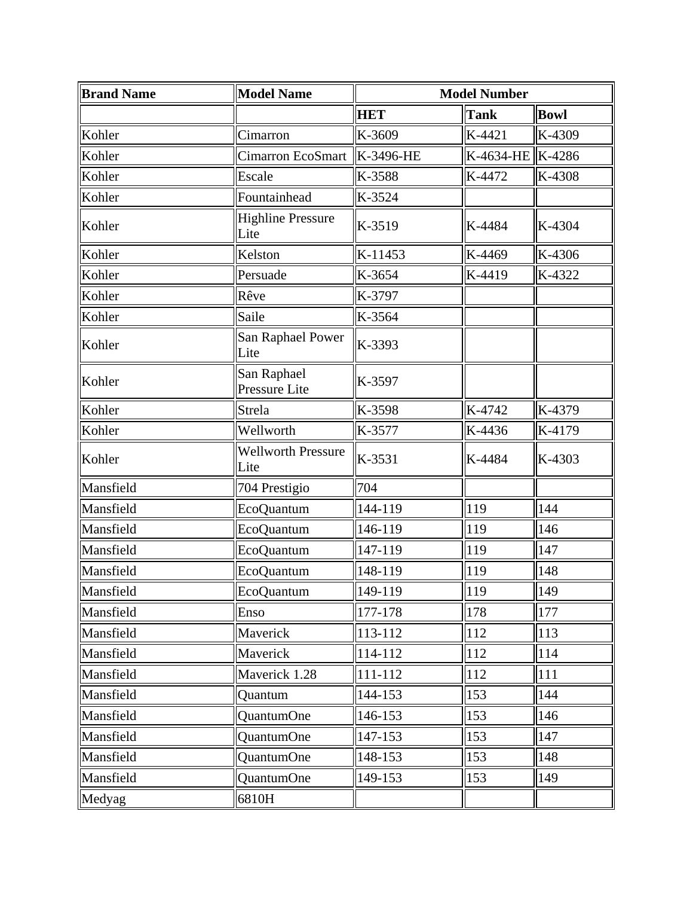| Brand Name | Model Name | Model Number | | |
|---|---|---|---|---|
| | | HET | Tank | Bowl |
| Kohler | Cimarron | K-3609 | K-4421 | K-4309 |
| Kohler | Cimarron EcoSmart | K-3496-HE | K-4634-HE | K-4286 |
| Kohler | Escale | K-3588 | K-4472 | K-4308 |
| Kohler | Fountainhead | K-3524 | | |
| Kohler | Highline Pressure Lite | K-3519 | K-4484 | K-4304 |
| Kohler | Kelston | K-11453 | K-4469 | K-4306 |
| Kohler | Persuade | K-3654 | K-4419 | K-4322 |
| Kohler | Rêve | K-3797 | | |
| Kohler | Saile | K-3564 | | |
| Kohler | San Raphael Power Lite | K-3393 | | |
| Kohler | San Raphael Pressure Lite | K-3597 | | |
| Kohler | Strela | K-3598 | K-4742 | K-4379 |
| Kohler | Wellworth | K-3577 | K-4436 | K-4179 |
| Kohler | Wellworth Pressure Lite | K-3531 | K-4484 | K-4303 |
| Mansfield | 704 Prestigio | 704 | | |
| Mansfield | EcoQuantum | 144-119 | 119 | 144 |
| Mansfield | EcoQuantum | 146-119 | 119 | 146 |
| Mansfield | EcoQuantum | 147-119 | 119 | 147 |
| Mansfield | EcoQuantum | 148-119 | 119 | 148 |
| Mansfield | EcoQuantum | 149-119 | 119 | 149 |
| Mansfield | Enso | 177-178 | 178 | 177 |
| Mansfield | Maverick | 113-112 | 112 | 113 |
| Mansfield | Maverick | 114-112 | 112 | 114 |
| Mansfield | Maverick 1.28 | 111-112 | 112 | 111 |
| Mansfield | Quantum | 144-153 | 153 | 144 |
| Mansfield | QuantumOne | 146-153 | 153 | 146 |
| Mansfield | QuantumOne | 147-153 | 153 | 147 |
| Mansfield | QuantumOne | 148-153 | 153 | 148 |
| Mansfield | QuantumOne | 149-153 | 153 | 149 |
| Medyag | 6810H | | | |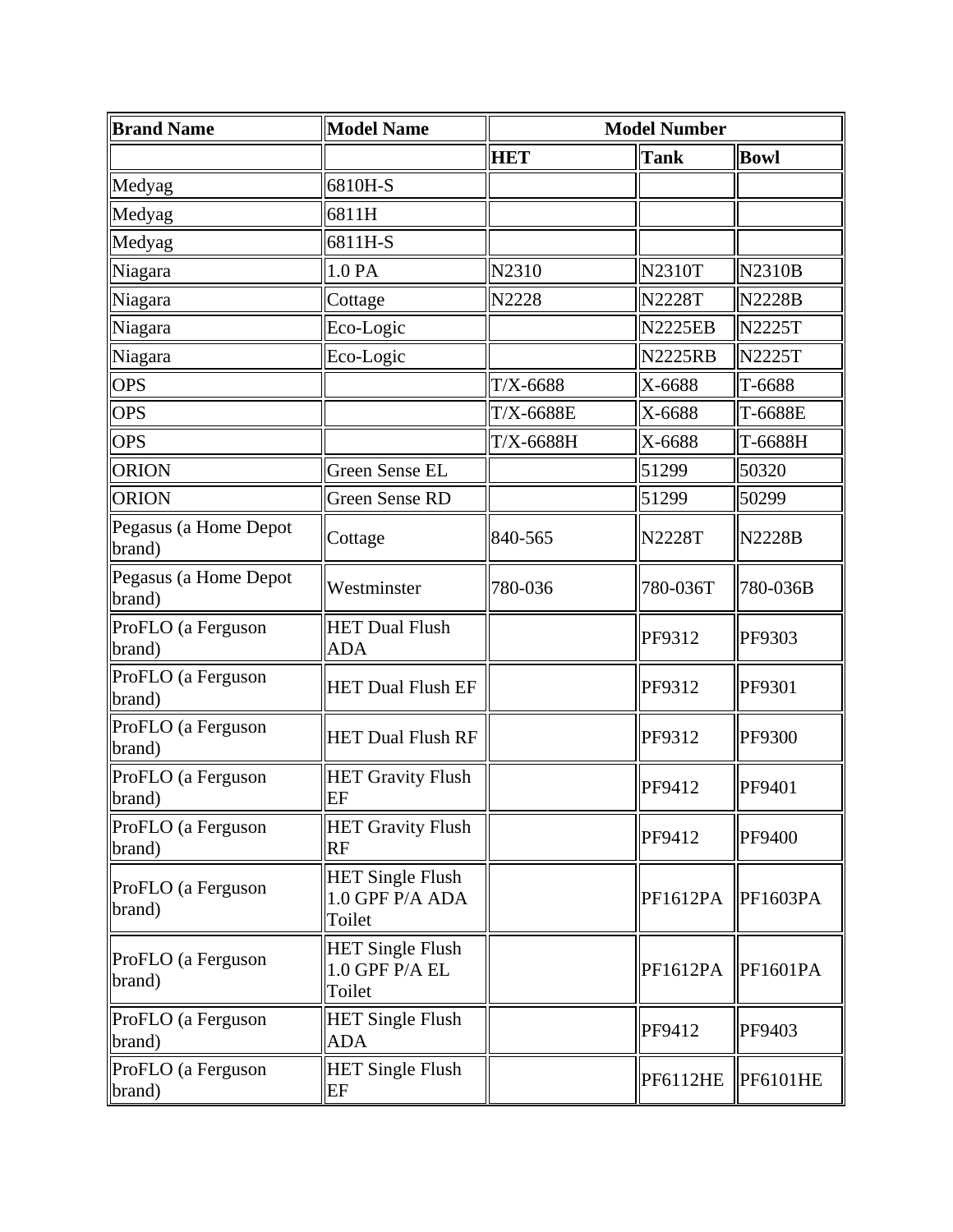| Brand Name | Model Name | Model Number | | |
|---|---|---|---|---|
| | | HET | Tank | Bowl |
| Medyag | 6810H-S | | | |
| Medyag | 6811H | | | |
| Medyag | 6811H-S | | | |
| Niagara | 1.0 PA | N2310 | N2310T | N2310B |
| Niagara | Cottage | N2228 | N2228T | N2228B |
| Niagara | Eco-Logic | | N2225EB | N2225T |
| Niagara | Eco-Logic | | N2225RB | N2225T |
| OPS | | T/X-6688 | X-6688 | T-6688 |
| OPS | | T/X-6688E | X-6688 | T-6688E |
| OPS | | T/X-6688H | X-6688 | T-6688H |
| ORION | Green Sense EL | | 51299 | 50320 |
| ORION | Green Sense RD | | 51299 | 50299 |
| Pegasus (a Home Depot brand) | Cottage | 840-565 | N2228T | N2228B |
| Pegasus (a Home Depot brand) | Westminster | 780-036 | 780-036T | 780-036B |
| ProFLO (a Ferguson brand) | HET Dual Flush ADA | | PF9312 | PF9303 |
| ProFLO (a Ferguson brand) | HET Dual Flush EF | | PF9312 | PF9301 |
| ProFLO (a Ferguson brand) | HET Dual Flush RF | | PF9312 | PF9300 |
| ProFLO (a Ferguson brand) | HET Gravity Flush EF | | PF9412 | PF9401 |
| ProFLO (a Ferguson brand) | HET Gravity Flush RF | | PF9412 | PF9400 |
| ProFLO (a Ferguson brand) | HET Single Flush 1.0 GPF P/A ADA Toilet | | PF1612PA | PF1603PA |
| ProFLO (a Ferguson brand) | HET Single Flush 1.0 GPF P/A EL Toilet | | PF1612PA | PF1601PA |
| ProFLO (a Ferguson brand) | HET Single Flush ADA | | PF9412 | PF9403 |
| ProFLO (a Ferguson brand) | HET Single Flush EF | | PF6112HE | PF6101HE |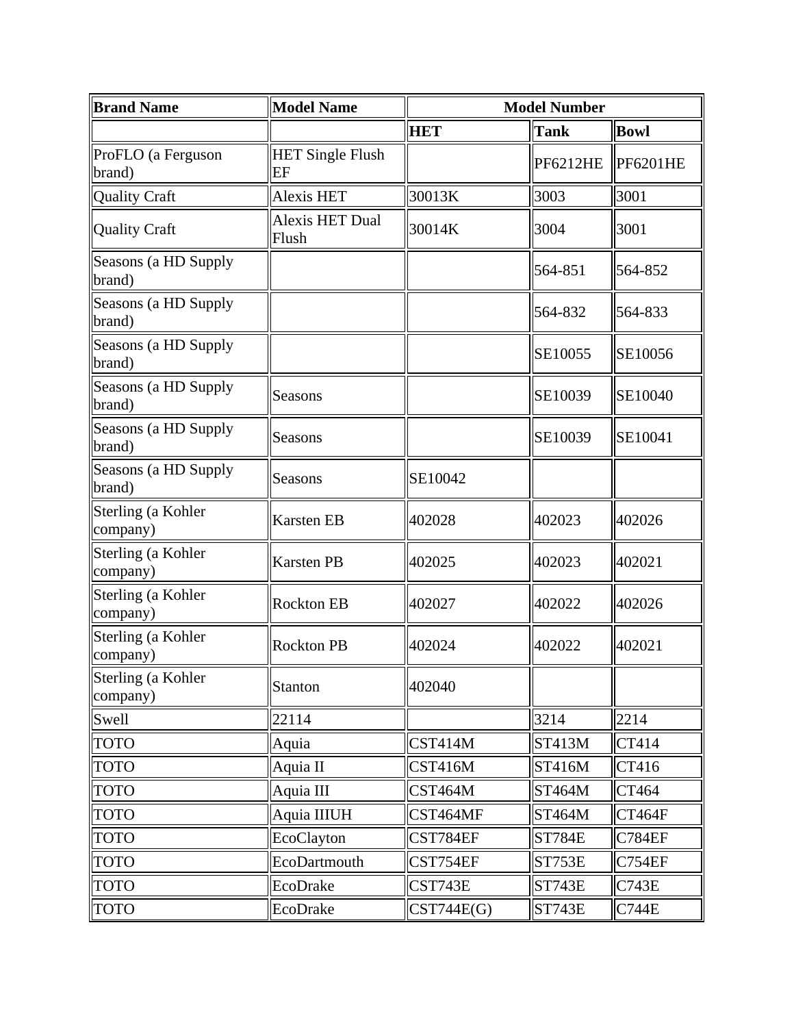| Brand Name | Model Name | Model Number | | |
|---|---|---|---|---|
| | | HET | Tank | Bowl |
| ProFLO (a Ferguson brand) | HET Single Flush EF | | PF6212HE | PF6201HE |
| Quality Craft | Alexis HET | 30013K | 3003 | 3001 |
| Quality Craft | Alexis HET Dual Flush | 30014K | 3004 | 3001 |
| Seasons (a HD Supply brand) | | | 564-851 | 564-852 |
| Seasons (a HD Supply brand) | | | 564-832 | 564-833 |
| Seasons (a HD Supply brand) | | | SE10055 | SE10056 |
| Seasons (a HD Supply brand) | Seasons | | SE10039 | SE10040 |
| Seasons (a HD Supply brand) | Seasons | | SE10039 | SE10041 |
| Seasons (a HD Supply brand) | Seasons | SE10042 | | |
| Sterling (a Kohler company) | Karsten EB | 402028 | 402023 | 402026 |
| Sterling (a Kohler company) | Karsten PB | 402025 | 402023 | 402021 |
| Sterling (a Kohler company) | Rockton EB | 402027 | 402022 | 402026 |
| Sterling (a Kohler company) | Rockton PB | 402024 | 402022 | 402021 |
| Sterling (a Kohler company) | Stanton | 402040 | | |
| Swell | 22114 | | 3214 | 2214 |
| TOTO | Aquia | CST414M | ST413M | CT414 |
| TOTO | Aquia II | CST416M | ST416M | CT416 |
| TOTO | Aquia III | CST464M | ST464M | CT464 |
| TOTO | Aquia IIIUH | CST464MF | ST464M | CT464F |
| TOTO | EcoClayton | CST784EF | ST784E | C784EF |
| TOTO | EcoDartmouth | CST754EF | ST753E | C754EF |
| TOTO | EcoDrake | CST743E | ST743E | C743E |
| TOTO | EcoDrake | CST744E(G) | ST743E | C744E |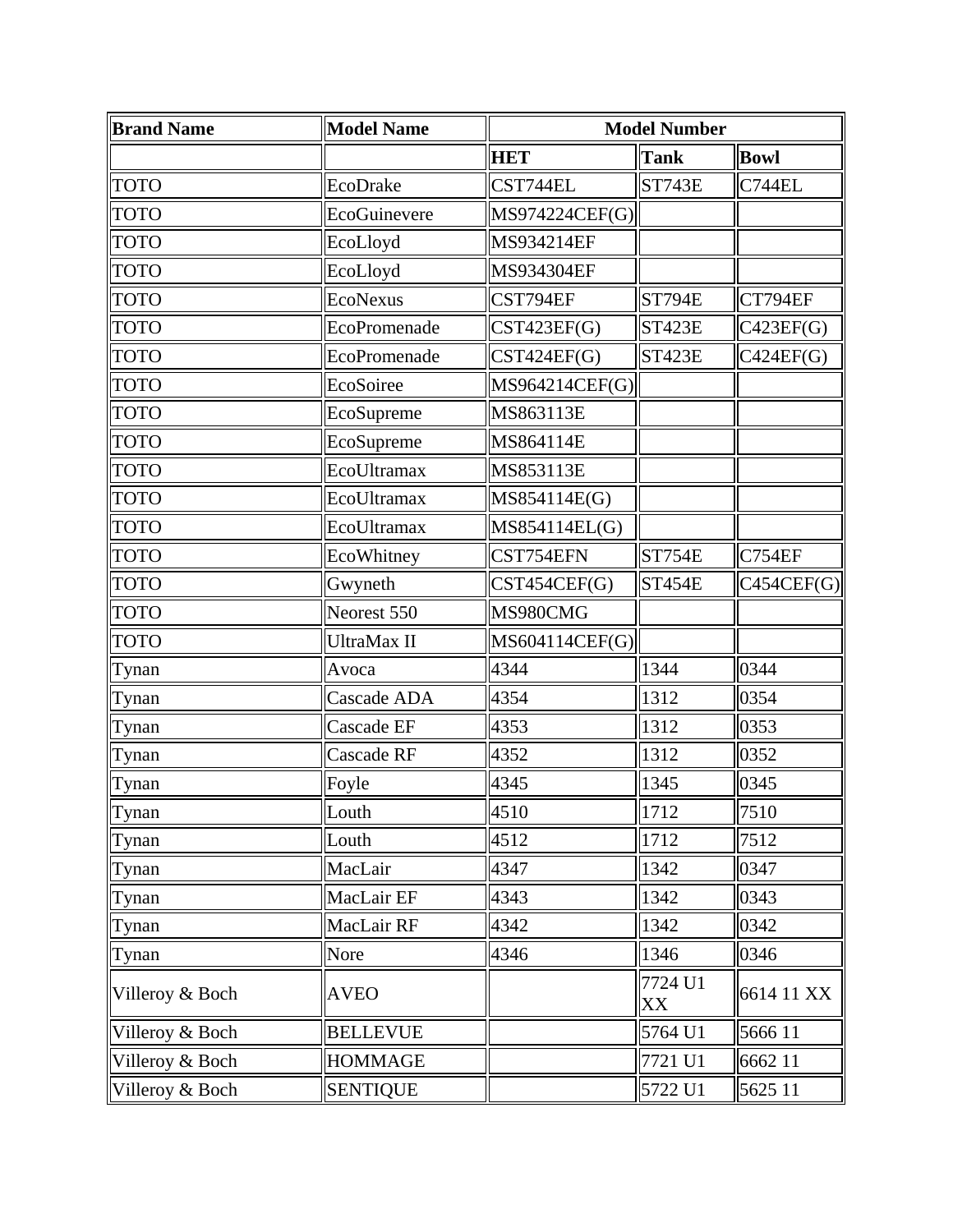| Brand Name | Model Name | Model Number | | |
|---|---|---|---|---|
| | | **HET** | **Tank** | **Bowl** |
| TOTO | EcoDrake | CST744EL | ST743E | C744EL |
| TOTO | EcoGuinevere | MS974224CEF(G) | | |
| TOTO | EcoLloyd | MS934214EF | | |
| TOTO | EcoLloyd | MS934304EF | | |
| TOTO | EcoNexus | CST794EF | ST794E | CT794EF |
| TOTO | EcoPromenade | CST423EF(G) | ST423E | C423EF(G) |
| TOTO | EcoPromenade | CST424EF(G) | ST423E | C424EF(G) |
| TOTO | EcoSoiree | MS964214CEF(G) | | |
| TOTO | EcoSupreme | MS863113E | | |
| TOTO | EcoSupreme | MS864114E | | |
| TOTO | EcoUltramax | MS853113E | | |
| TOTO | EcoUltramax | MS854114E(G) | | |
| TOTO | EcoUltramax | MS854114EL(G) | | |
| TOTO | EcoWhitney | CST754EFN | ST754E | C754EF |
| TOTO | Gwyneth | CST454CEF(G) | ST454E | C454CEF(G) |
| TOTO | Neorest 550 | MS980CMG | | |
| TOTO | UltraMax II | MS604114CEF(G) | | |
| Tynan | Avoca | 4344 | 1344 | 0344 |
| Tynan | Cascade ADA | 4354 | 1312 | 0354 |
| Tynan | Cascade EF | 4353 | 1312 | 0353 |
| Tynan | Cascade RF | 4352 | 1312 | 0352 |
| Tynan | Foyle | 4345 | 1345 | 0345 |
| Tynan | Louth | 4510 | 1712 | 7510 |
| Tynan | Louth | 4512 | 1712 | 7512 |
| Tynan | MacLair | 4347 | 1342 | 0347 |
| Tynan | MacLair EF | 4343 | 1342 | 0343 |
| Tynan | MacLair RF | 4342 | 1342 | 0342 |
| Tynan | Nore | 4346 | 1346 | 0346 |
| Villeroy & Boch | AVEO | | 7724 U1 XX | 6614 11 XX |
| Villeroy & Boch | BELLEVUE | | 5764 U1 | 5666 11 |
| Villeroy & Boch | HOMMAGE | | 7721 U1 | 6662 11 |
| Villeroy & Boch | SENTIQUE | | 5722 U1 | 5625 11 |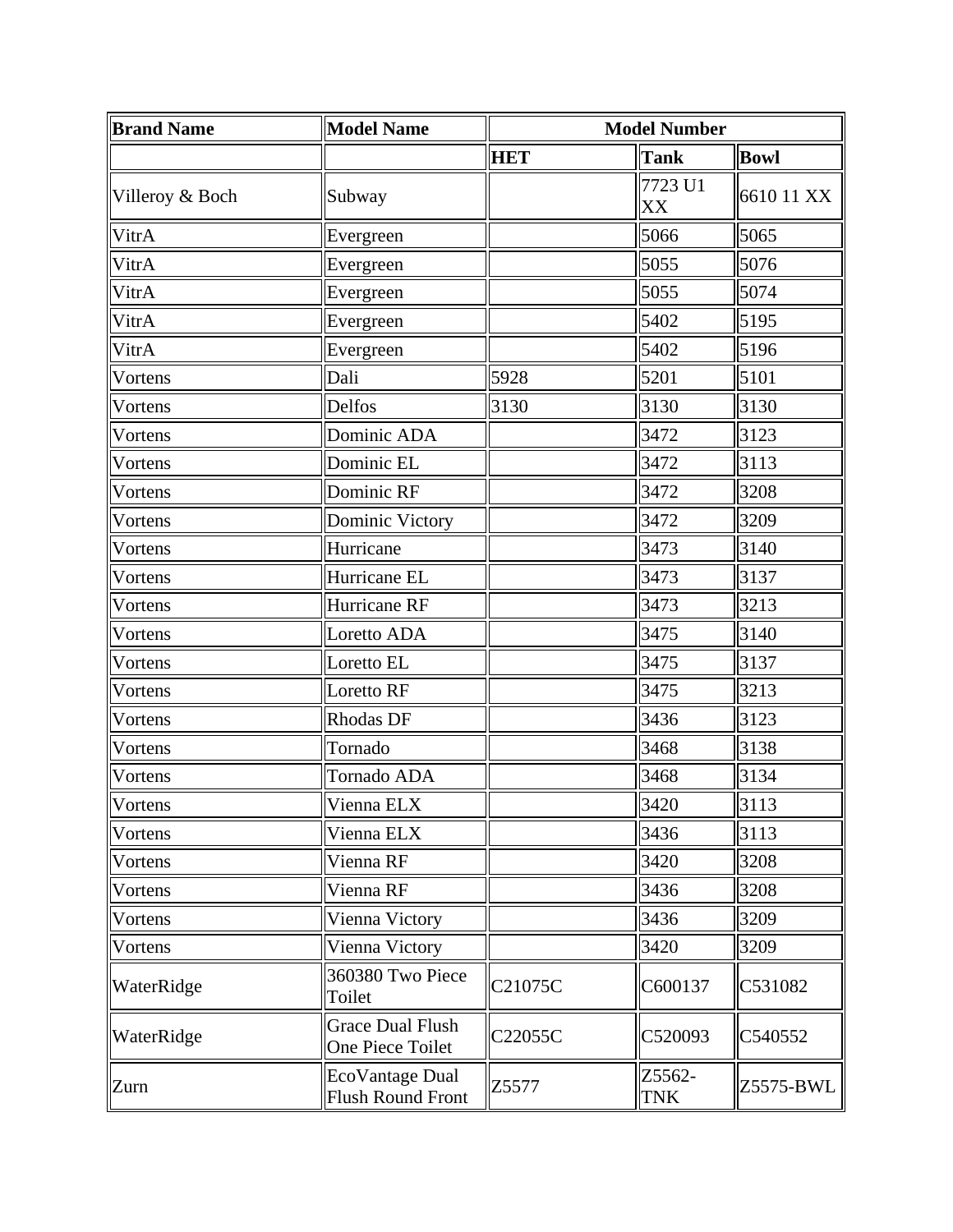| Brand Name | Model Name | Model Number | | |
|---|---|---|---|---|
| | | HET | Tank | Bowl |
| Villeroy & Boch | Subway | | 7723 U1 XX | 6610 11 XX |
| VitrA | Evergreen | | 5066 | 5065 |
| VitrA | Evergreen | | 5055 | 5076 |
| VitrA | Evergreen | | 5055 | 5074 |
| VitrA | Evergreen | | 5402 | 5195 |
| VitrA | Evergreen | | 5402 | 5196 |
| Vortens | Dali | 5928 | 5201 | 5101 |
| Vortens | Delfos | 3130 | 3130 | 3130 |
| Vortens | Dominic ADA | | 3472 | 3123 |
| Vortens | Dominic EL | | 3472 | 3113 |
| Vortens | Dominic RF | | 3472 | 3208 |
| Vortens | Dominic Victory | | 3472 | 3209 |
| Vortens | Hurricane | | 3473 | 3140 |
| Vortens | Hurricane EL | | 3473 | 3137 |
| Vortens | Hurricane RF | | 3473 | 3213 |
| Vortens | Loretto ADA | | 3475 | 3140 |
| Vortens | Loretto EL | | 3475 | 3137 |
| Vortens | Loretto RF | | 3475 | 3213 |
| Vortens | Rhodas DF | | 3436 | 3123 |
| Vortens | Tornado | | 3468 | 3138 |
| Vortens | Tornado ADA | | 3468 | 3134 |
| Vortens | Vienna ELX | | 3420 | 3113 |
| Vortens | Vienna ELX | | 3436 | 3113 |
| Vortens | Vienna RF | | 3420 | 3208 |
| Vortens | Vienna RF | | 3436 | 3208 |
| Vortens | Vienna Victory | | 3436 | 3209 |
| Vortens | Vienna Victory | | 3420 | 3209 |
| WaterRidge | 360380 Two Piece Toilet | C21075C | C600137 | C531082 |
| WaterRidge | Grace Dual Flush One Piece Toilet | C22055C | C520093 | C540552 |
| Zurn | EcoVantage Dual Flush Round Front | Z5577 | Z5562-TNK | Z5575-BWL |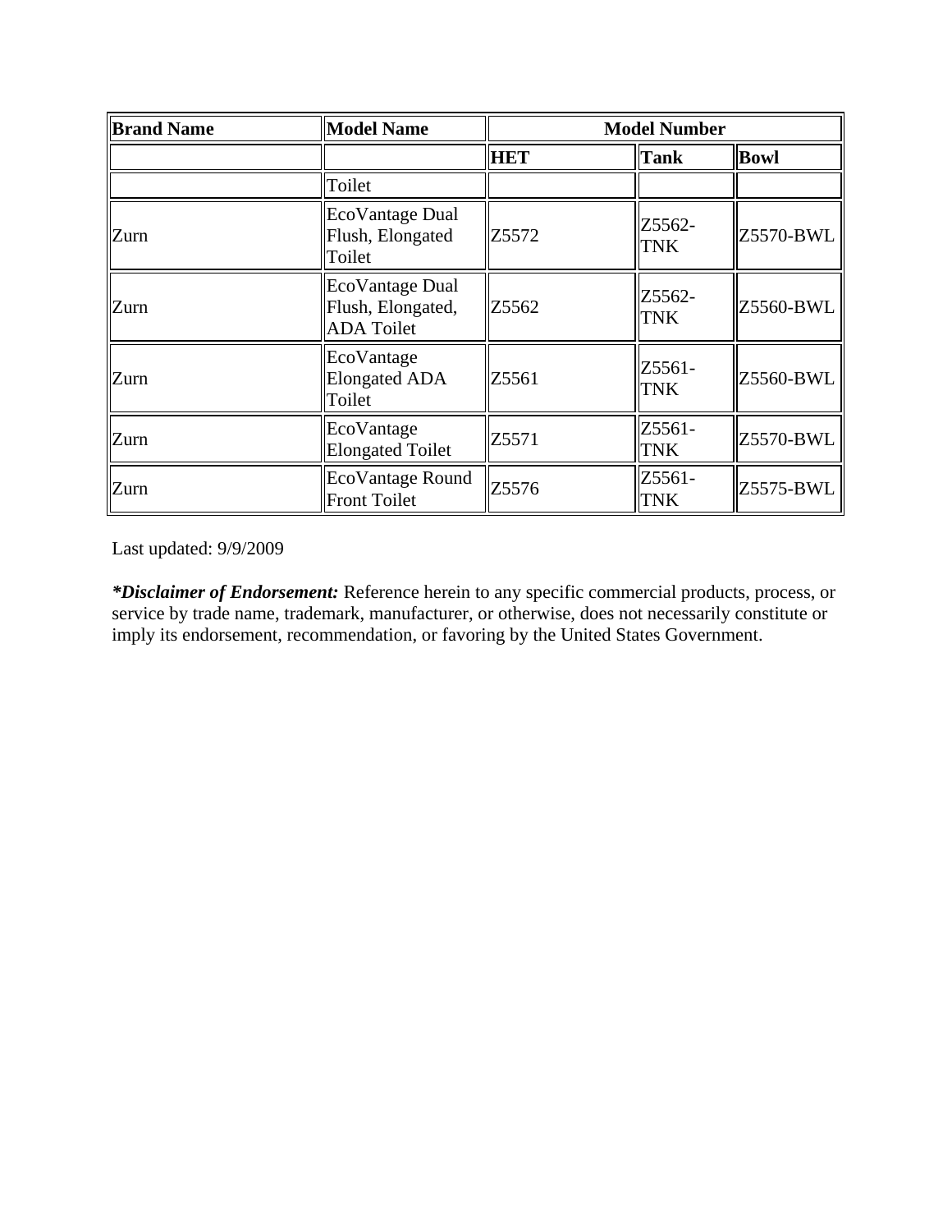| Brand Name | Model Name | Model Number | | |
|---|---|---|---|---|
| | | HET | Tank | Bowl |
| | Toilet | | | |
| Zurn | EcoVantage Dual Flush, Elongated Toilet | Z5572 | Z5562-TNK | Z5570-BWL |
| Zurn | EcoVantage Dual Flush, Elongated, ADA Toilet | Z5562 | Z5562-TNK | Z5560-BWL |
| Zurn | EcoVantage Elongated ADA Toilet | Z5561 | Z5561-TNK | Z5560-BWL |
| Zurn | EcoVantage Elongated Toilet | Z5571 | Z5561-TNK | Z5570-BWL |
| Zurn | EcoVantage Round Front Toilet | Z5576 | Z5561-TNK | Z5575-BWL |

Last updated: 9/9/2009

***Disclaimer of Endorsement:** Reference herein to any specific commercial products, process, or service by trade name, trademark, manufacturer, or otherwise, does not necessarily constitute or imply its endorsement, recommendation, or favoring by the United States Government.